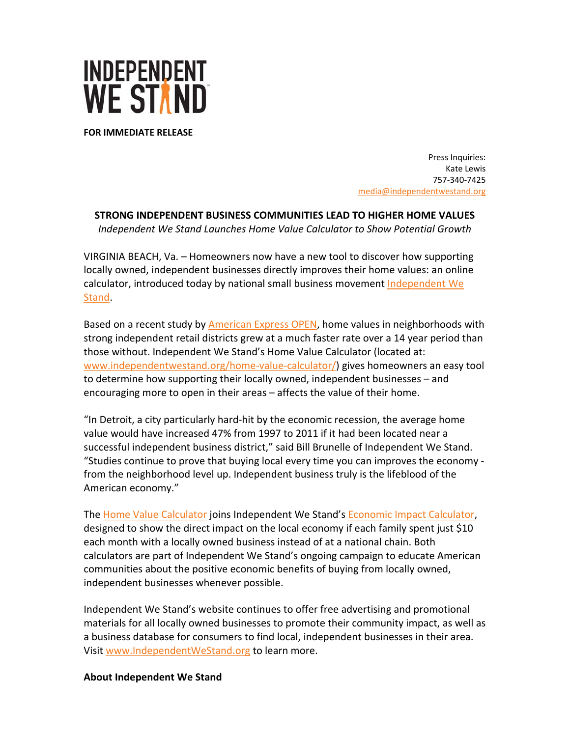# INDEPENDENT WE STAND

**FOR IMMEDIATE RELEASE**

Press Inquiries:
Kate Lewis
757-340-7425
media@independentwestand.org

## STRONG INDEPENDENT BUSINESS COMMUNITIES LEAD TO HIGHER HOME VALUES

*Independent We Stand Launches Home Value Calculator to Show Potential Growth*

VIRGINIA BEACH, Va. – Homeowners now have a new tool to discover how supporting locally owned, independent businesses directly improves their home values: an online calculator, introduced today by national small business movement Independent We Stand.

Based on a recent study by American Express OPEN, home values in neighborhoods with strong independent retail districts grew at a much faster rate over a 14 year period than those without. Independent We Stand's Home Value Calculator (located at: www.independentwestand.org/home-value-calculator/) gives homeowners an easy tool to determine how supporting their locally owned, independent businesses – and encouraging more to open in their areas – affects the value of their home.

"In Detroit, a city particularly hard-hit by the economic recession, the average home value would have increased 47% from 1997 to 2011 if it had been located near a successful independent business district," said Bill Brunelle of Independent We Stand. "Studies continue to prove that buying local every time you can improves the economy - from the neighborhood level up. Independent business truly is the lifeblood of the American economy."

The Home Value Calculator joins Independent We Stand's Economic Impact Calculator, designed to show the direct impact on the local economy if each family spent just $10 each month with a locally owned business instead of at a national chain. Both calculators are part of Independent We Stand's ongoing campaign to educate American communities about the positive economic benefits of buying from locally owned, independent businesses whenever possible.

Independent We Stand's website continues to offer free advertising and promotional materials for all locally owned businesses to promote their community impact, as well as a business database for consumers to find local, independent businesses in their area. Visit www.IndependentWeStand.org to learn more.

**About Independent We Stand**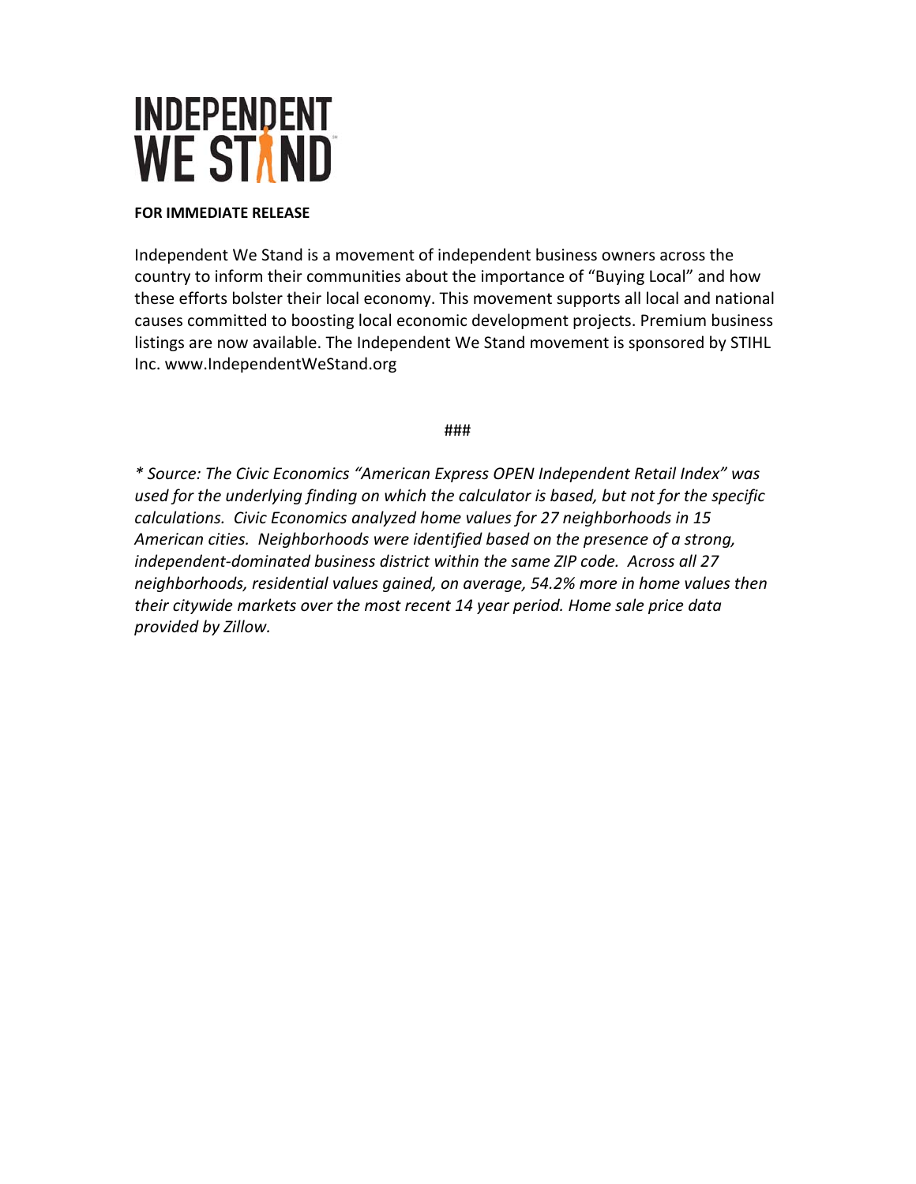**INDEPENDENT WE STAND**

**FOR IMMEDIATE RELEASE**

Independent We Stand is a movement of independent business owners across the country to inform their communities about the importance of "Buying Local" and how these efforts bolster their local economy. This movement supports all local and national causes committed to boosting local economic development projects. Premium business listings are now available. The Independent We Stand movement is sponsored by STIHL Inc. www.IndependentWeStand.org

###

*\* Source: The Civic Economics "American Express OPEN Independent Retail Index" was used for the underlying finding on which the calculator is based, but not for the specific calculations. Civic Economics analyzed home values for 27 neighborhoods in 15 American cities. Neighborhoods were identified based on the presence of a strong, independent-dominated business district within the same ZIP code. Across all 27 neighborhoods, residential values gained, on average, 54.2% more in home values then their citywide markets over the most recent 14 year period. Home sale price data provided by Zillow.*